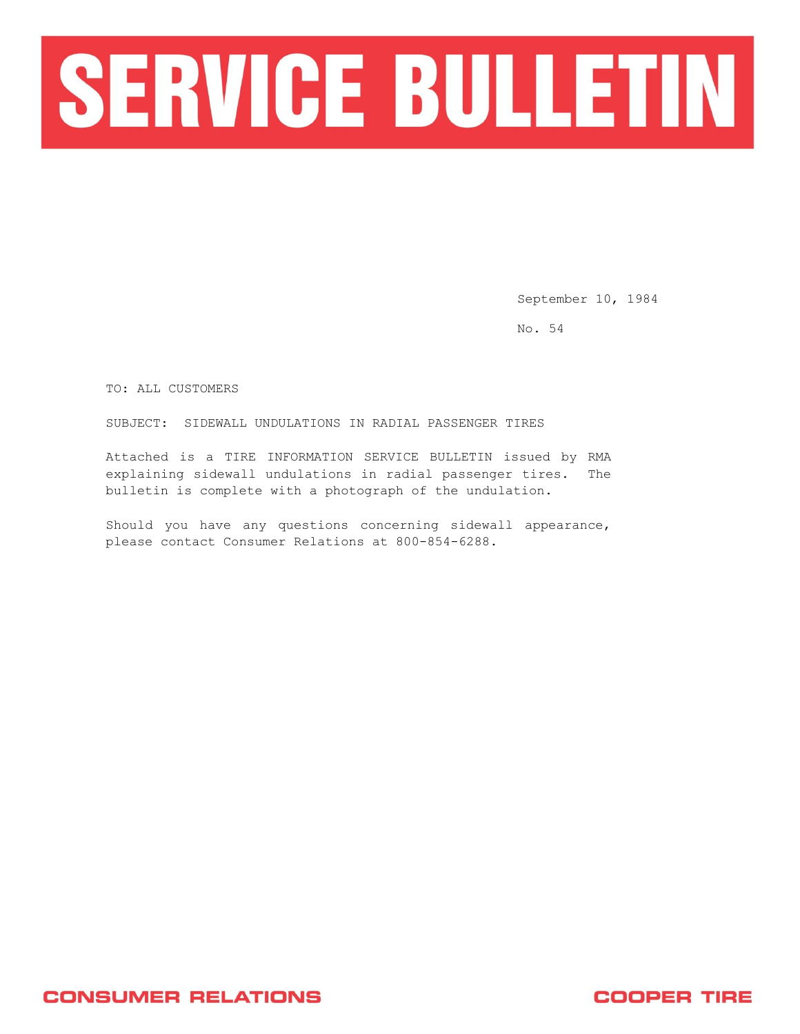# SERVICE BULLETIN

September 10, 1984

No. 54

TO: ALL CUSTOMERS

SUBJECT: SIDEWALL UNDULATIONS IN RADIAL PASSENGER TIRES

Attached is a TIRE INFORMATION SERVICE BULLETIN issued by RMA explaining sidewall undulations in radial passenger tires. The bulletin is complete with a photograph of the undulation.

Should you have any questions concerning sidewall appearance, please contact Consumer Relations at 800-854-6288.

CONSUMER RELATIONS

COOPER TIRE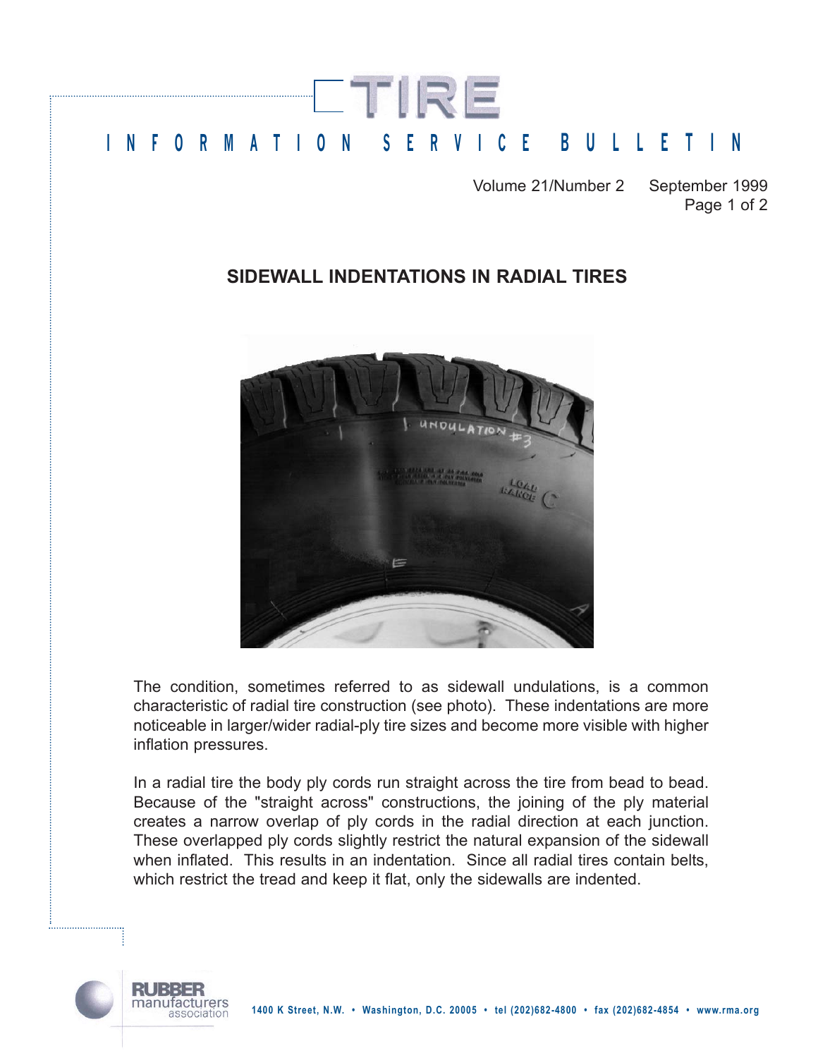# TIRE

## INFORMATION SERVICE BULLETIN

Volume 21/Number 2 September 1999

### SIDEWALL INDENTATIONS IN RADIAL TIRES

The condition, sometimes referred to as sidewall undulations, is a common characteristic of radial tire construction (see photo). These indentations are more noticeable in larger/wider radial-ply tire sizes and become more visible with higher inflation pressures.

In a radial tire the body ply cords run straight across the tire from bead to bead. Because of the "straight across" constructions, the joining of the ply material creates a narrow overlap of ply cords in the radial direction at each junction. These overlapped ply cords slightly restrict the natural expansion of the sidewall when inflated. This results in an indentation. Since all radial tires contain belts, which restrict the tread and keep it flat, only the sidewalls are indented.

RUBBER manufacturers association

1400 K Street, N.W. • Washington, D.C. 20005 • tel (202)682-4800 • fax (202)682-4854 • www.rma.org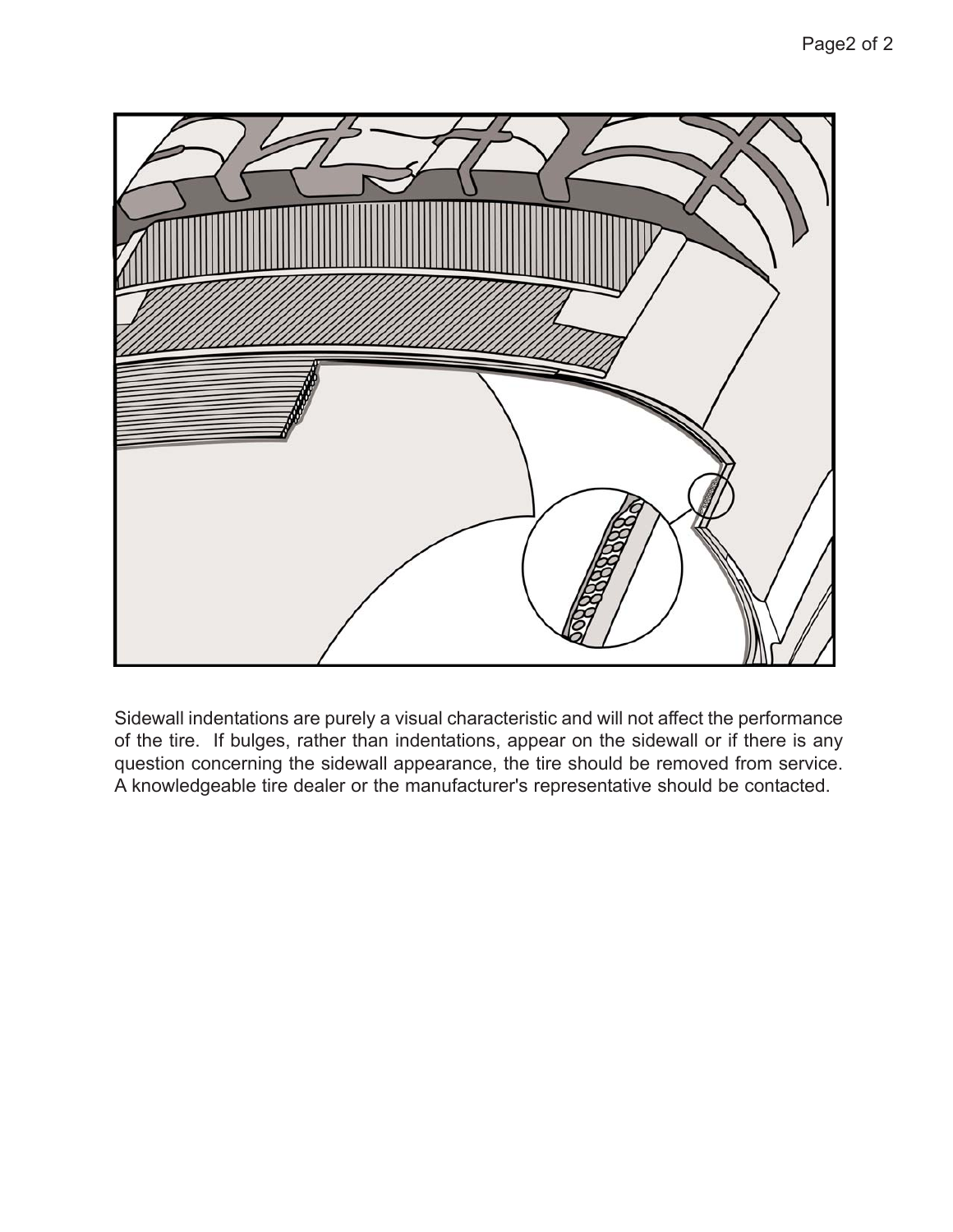Sidewall indentations are purely a visual characteristic and will not affect the performance of the tire. If bulges, rather than indentations, appear on the sidewall or if there is any question concerning the sidewall appearance, the tire should be removed from service. A knowledgeable tire dealer or the manufacturer's representative should be contacted.